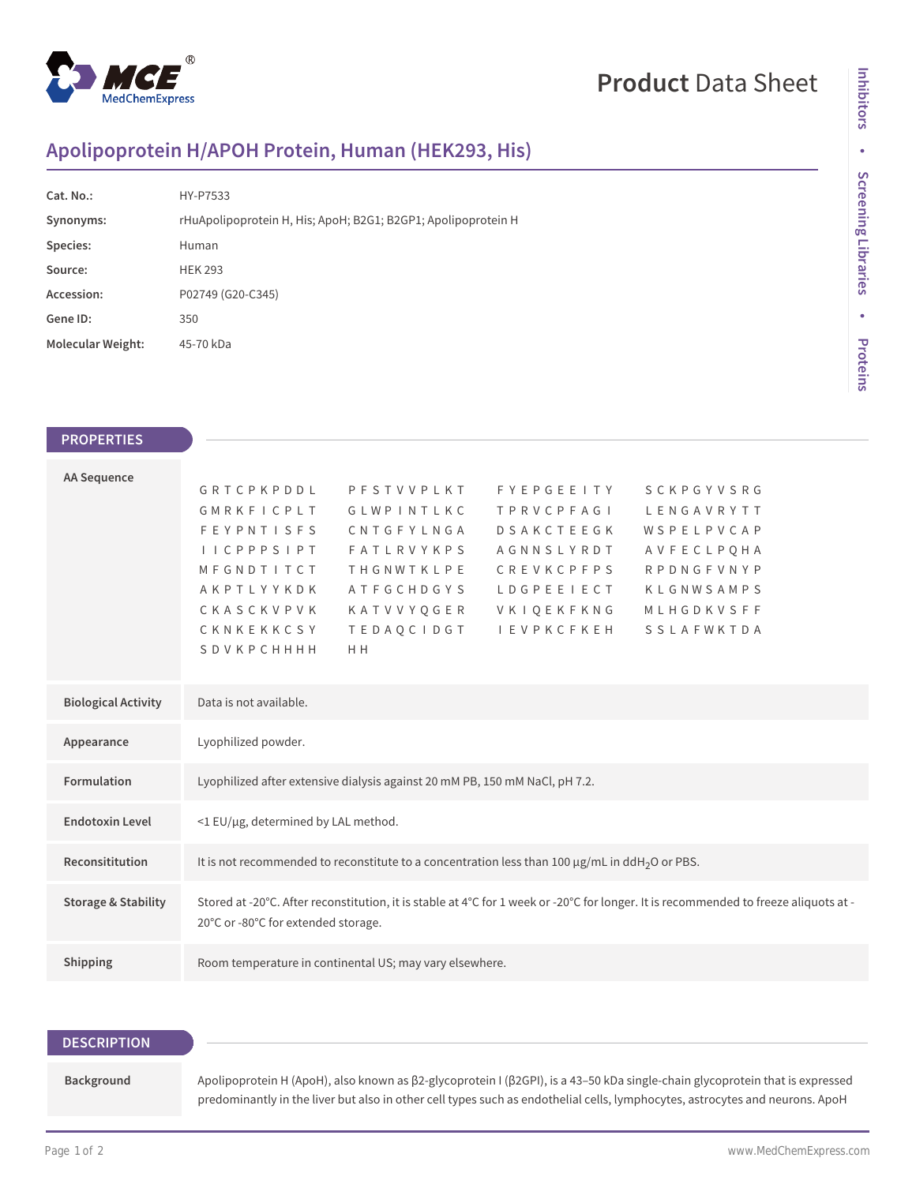# Product Data Sheet

## Apolipoprotein H/APOH Protein, Human (HEK293, His)

| | |
|---|---|
| **Cat. No.:** | HY-P7533 |
| **Synonyms:** | rHuApolipoprotein H, His; ApoH; B2G1; B2GP1; Apolipoprotein H |
| **Species:** | Human |
| **Source:** | HEK 293 |
| **Accession:** | P02749 (G20-C345) |
| **Gene ID:** | 350 |
| **Molecular Weight:** | 45-70 kDa |

## PROPERTIES

**AA Sequence**

```
GRTCPKPDDL  PFSTVVPLKT  FYEPGEEITY  SCKPGYVSRG
GMRKFICPLT  GLWPINTLKC  TPRVCPFAGI  LENGAVRYTT
FEYPNTISFS  CNTGFYLNGA  DSAKCTEEGK  WSPELPVCAP
IICPPPSIPT  FATLRVYKPS  AGNNSLYRDT  AVFECLPQHA
MFGNDTITCT  THGNWTKLPE  CREVKCPFPS  RPDNGFVNYP
AKPTLYYKDK  ATFGCHDGYS  LDGPEEIECT  KLGNWSAMPS
CKASCKVPVK  KATVVYQGER  VKIQEKFKNG  MLHGDKVSFF
CKNKEKKCSY  TEDAQCIDGT  IEVPKCFKEH  SSLAFWKTDA
SDVKPCHHHH  HH
```

| | |
|---|---|
| **Biological Activity** | Data is not available. |
| **Appearance** | Lyophilized powder. |
| **Formulation** | Lyophilized after extensive dialysis against 20 mM PB, 150 mM NaCl, pH 7.2. |
| **Endotoxin Level** | <1 EU/μg, determined by LAL method. |
| **Reconsititution** | It is not recommended to reconstitute to a concentration less than 100 μg/mL in dd$H_2O$ or PBS. |
| **Storage & Stability** | Stored at -20°C. After reconstitution, it is stable at 4°C for 1 week or -20°C for longer. It is recommended to freeze aliquots at -20°C or -80°C for extended storage. |
| **Shipping** | Room temperature in continental US; may vary elsewhere. |

## DESCRIPTION

**Background**

Apolipoprotein H (ApoH), also known as β2-glycoprotein I (β2GPI), is a 43–50 kDa single-chain glycoprotein that is expressed predominantly in the liver but also in other cell types such as endothelial cells, lymphocytes, astrocytes and neurons. ApoH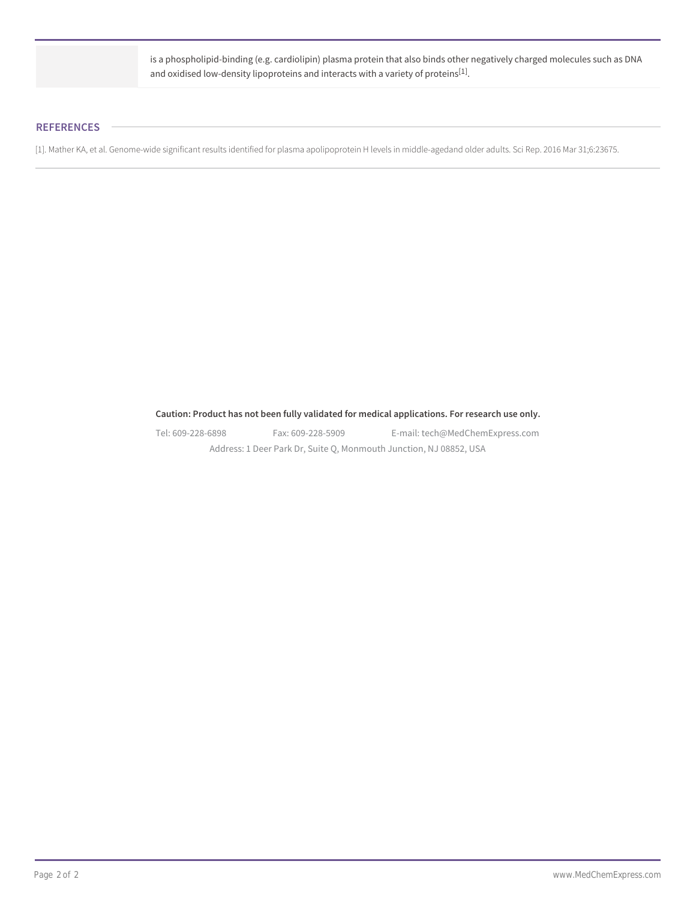is a phospholipid-binding (e.g. cardiolipin) plasma protein that also binds other negatively charged molecules such as DNA and oxidised low-density lipoproteins and interacts with a variety of proteins[1].

## REFERENCES

[1]. Mather KA, et al. Genome-wide significant results identified for plasma apolipoprotein H levels in middle-agedand older adults. Sci Rep. 2016 Mar 31;6:23675.

**Caution: Product has not been fully validated for medical applications. For research use only.**

Tel: 609-228-6898 Fax: 609-228-5909 E-mail: tech@MedChemExpress.com

Address: 1 Deer Park Dr, Suite Q, Monmouth Junction, NJ 08852, USA